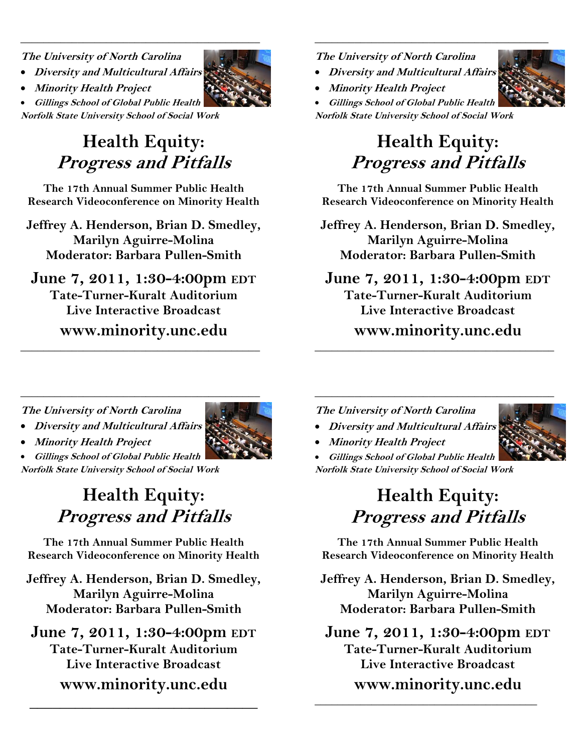***The University of North Carolina***

- ***Diversity and Multicultural Affairs***
- ***Minority Health Project***
- ***Gillings School of Global Public Health***

***Norfolk State University School of Social Work***

# Health Equity: *Progress and Pitfalls*

**The 17th Annual Summer Public Health Research Videoconference on Minority Health**

**Jeffrey A. Henderson, Brian D. Smedley, Marilyn Aguirre-Molina**
**Moderator: Barbara Pullen-Smith**

**June 7, 2011, 1:30-4:00pm EDT**
**Tate-Turner-Kuralt Auditorium**
**Live Interactive Broadcast**

**www.minority.unc.edu**

---

***The University of North Carolina***

- ***Diversity and Multicultural Affairs***
- ***Minority Health Project***
- ***Gillings School of Global Public Health***

***Norfolk State University School of Social Work***

# Health Equity: *Progress and Pitfalls*

**The 17th Annual Summer Public Health Research Videoconference on Minority Health**

**Jeffrey A. Henderson, Brian D. Smedley, Marilyn Aguirre-Molina**
**Moderator: Barbara Pullen-Smith**

**June 7, 2011, 1:30-4:00pm EDT**
**Tate-Turner-Kuralt Auditorium**
**Live Interactive Broadcast**

**www.minority.unc.edu**

---

***The University of North Carolina***

- ***Diversity and Multicultural Affairs***
- ***Minority Health Project***
- ***Gillings School of Global Public Health***

***Norfolk State University School of Social Work***

# Health Equity: *Progress and Pitfalls*

**The 17th Annual Summer Public Health Research Videoconference on Minority Health**

**Jeffrey A. Henderson, Brian D. Smedley, Marilyn Aguirre-Molina**
**Moderator: Barbara Pullen-Smith**

**June 7, 2011, 1:30-4:00pm EDT**
**Tate-Turner-Kuralt Auditorium**
**Live Interactive Broadcast**

**www.minority.unc.edu**

---

***The University of North Carolina***

- ***Diversity and Multicultural Affairs***
- ***Minority Health Project***
- ***Gillings School of Global Public Health***

***Norfolk State University School of Social Work***

# Health Equity: *Progress and Pitfalls*

**The 17th Annual Summer Public Health Research Videoconference on Minority Health**

**Jeffrey A. Henderson, Brian D. Smedley, Marilyn Aguirre-Molina**
**Moderator: Barbara Pullen-Smith**

**June 7, 2011, 1:30-4:00pm EDT**
**Tate-Turner-Kuralt Auditorium**
**Live Interactive Broadcast**

**www.minority.unc.edu**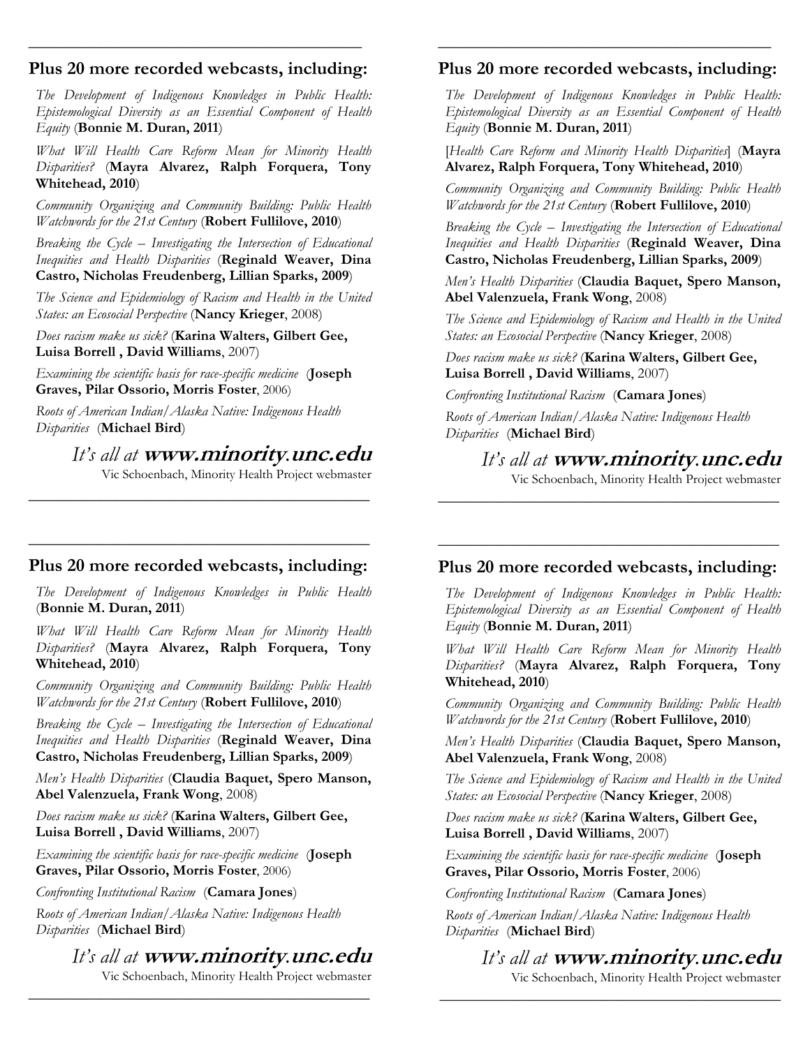## Plus 20 more recorded webcasts, including:

*The Development of Indigenous Knowledges in Public Health: Epistemological Diversity as an Essential Component of Health Equity* (**Bonnie M. Duran, 2011**)

*What Will Health Care Reform Mean for Minority Health Disparities?* (**Mayra Alvarez, Ralph Forquera, Tony Whitehead, 2010**)

*Community Organizing and Community Building: Public Health Watchwords for the 21st Century* (**Robert Fullilove, 2010**)

*Breaking the Cycle – Investigating the Intersection of Educational Inequities and Health Disparities* (**Reginald Weaver, Dina Castro, Nicholas Freudenberg, Lillian Sparks, 2009**)

*The Science and Epidemiology of Racism and Health in the United States: an Ecosocial Perspective* (**Nancy Krieger**, 2008)

*Does racism make us sick?* (**Karina Walters, Gilbert Gee, Luisa Borrell , David Williams**, 2007)

*Examining the scientific basis for race-specific medicine* (**Joseph Graves, Pilar Ossorio, Morris Foster**, 2006)

*Roots of American Indian/Alaska Native: Indigenous Health Disparities* (**Michael Bird**)

*It's all at* **www.minority.unc.edu**

Vic Schoenbach, Minority Health Project webmaster

---

## Plus 20 more recorded webcasts, including:

*The Development of Indigenous Knowledges in Public Health: Epistemological Diversity as an Essential Component of Health Equity* (**Bonnie M. Duran, 2011**)

[*Health Care Reform and Minority Health Disparities*] (**Mayra Alvarez, Ralph Forquera, Tony Whitehead, 2010**)

*Community Organizing and Community Building: Public Health Watchwords for the 21st Century* (**Robert Fullilove, 2010**)

*Breaking the Cycle – Investigating the Intersection of Educational Inequities and Health Disparities* (**Reginald Weaver, Dina Castro, Nicholas Freudenberg, Lillian Sparks, 2009**)

*Men's Health Disparities* (**Claudia Baquet, Spero Manson, Abel Valenzuela, Frank Wong**, 2008)

*The Science and Epidemiology of Racism and Health in the United States: an Ecosocial Perspective* (**Nancy Krieger**, 2008)

*Does racism make us sick?* (**Karina Walters, Gilbert Gee, Luisa Borrell , David Williams**, 2007)

*Confronting Institutional Racism* (**Camara Jones**)

*Roots of American Indian/Alaska Native: Indigenous Health Disparities* (**Michael Bird**)

*It's all at* **www.minority.unc.edu**

Vic Schoenbach, Minority Health Project webmaster

---

## Plus 20 more recorded webcasts, including:

*The Development of Indigenous Knowledges in Public Health* (**Bonnie M. Duran, 2011**)

*What Will Health Care Reform Mean for Minority Health Disparities?* (**Mayra Alvarez, Ralph Forquera, Tony Whitehead, 2010**)

*Community Organizing and Community Building: Public Health Watchwords for the 21st Century* (**Robert Fullilove, 2010**)

*Breaking the Cycle – Investigating the Intersection of Educational Inequities and Health Disparities* (**Reginald Weaver, Dina Castro, Nicholas Freudenberg, Lillian Sparks, 2009**)

*Men's Health Disparities* (**Claudia Baquet, Spero Manson, Abel Valenzuela, Frank Wong**, 2008)

*Does racism make us sick?* (**Karina Walters, Gilbert Gee, Luisa Borrell , David Williams**, 2007)

*Examining the scientific basis for race-specific medicine* (**Joseph Graves, Pilar Ossorio, Morris Foster**, 2006)

*Confronting Institutional Racism* (**Camara Jones**)

*Roots of American Indian/Alaska Native: Indigenous Health Disparities* (**Michael Bird**)

*It's all at* **www.minority.unc.edu**

Vic Schoenbach, Minority Health Project webmaster

---

## Plus 20 more recorded webcasts, including:

*The Development of Indigenous Knowledges in Public Health: Epistemological Diversity as an Essential Component of Health Equity* (**Bonnie M. Duran, 2011**)

*What Will Health Care Reform Mean for Minority Health Disparities?* (**Mayra Alvarez, Ralph Forquera, Tony Whitehead, 2010**)

*Community Organizing and Community Building: Public Health Watchwords for the 21st Century* (**Robert Fullilove, 2010**)

*Men's Health Disparities* (**Claudia Baquet, Spero Manson, Abel Valenzuela, Frank Wong**, 2008)

*The Science and Epidemiology of Racism and Health in the United States: an Ecosocial Perspective* (**Nancy Krieger**, 2008)

*Does racism make us sick?* (**Karina Walters, Gilbert Gee, Luisa Borrell , David Williams**, 2007)

*Examining the scientific basis for race-specific medicine* (**Joseph Graves, Pilar Ossorio, Morris Foster**, 2006)

*Confronting Institutional Racism* (**Camara Jones**)

*Roots of American Indian/Alaska Native: Indigenous Health Disparities* (**Michael Bird**)

*It's all at* **www.minority.unc.edu**

Vic Schoenbach, Minority Health Project webmaster